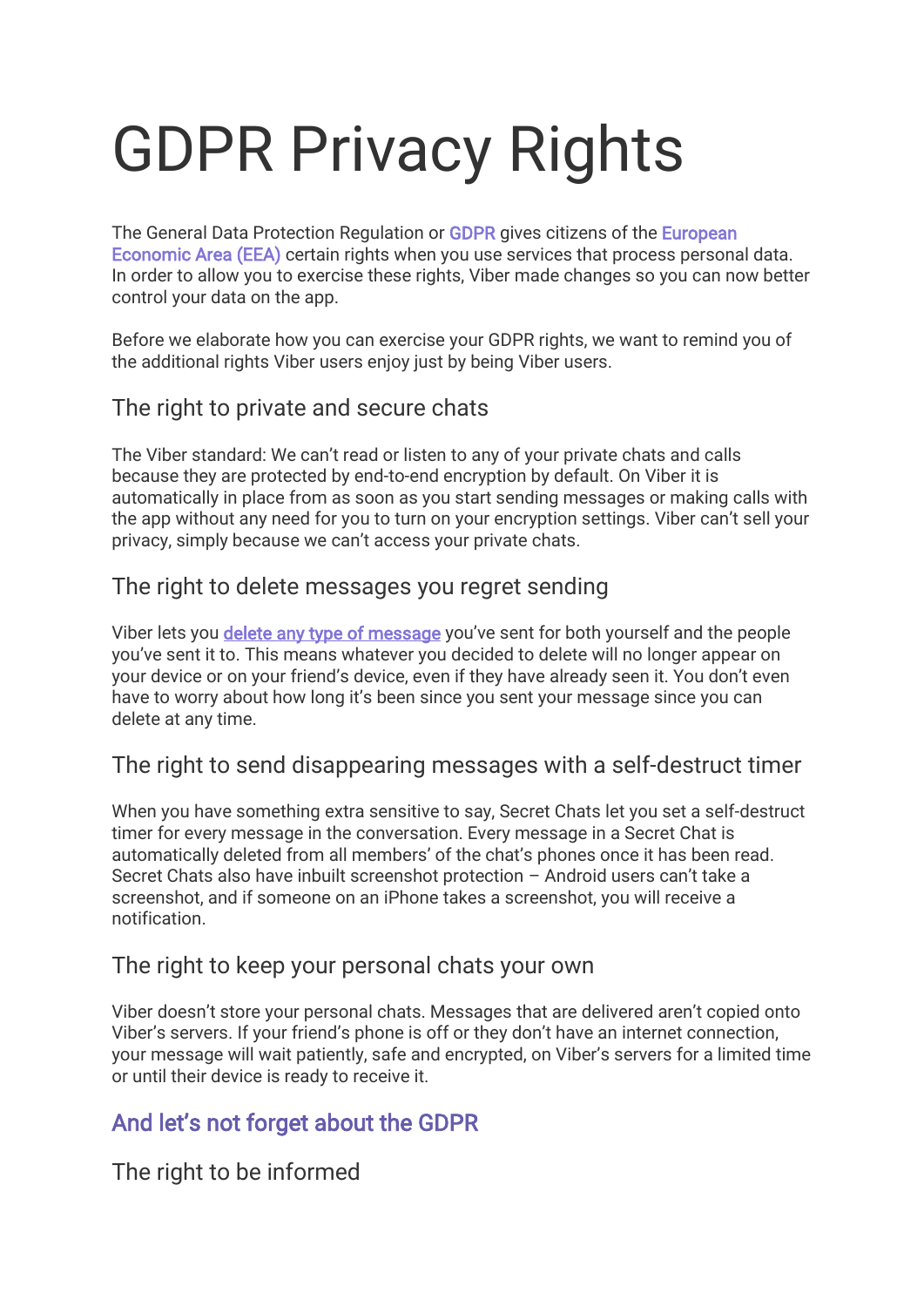# GDPR Privacy Rights

The General Data Protection Regulation or GDPR gives citizens of the European Economic Area (EEA) certain rights when you use services that process personal data. In order to allow you to exercise these rights, Viber made changes so you can now better control your data on the app.

Before we elaborate how you can exercise your GDPR rights, we want to remind you of the additional rights Viber users enjoy just by being Viber users.

### The right to private and secure chats

The Viber standard: We can't read or listen to any of your private chats and calls because they are protected by end-to-end encryption by default. On Viber it is automatically in place from as soon as you start sending messages or making calls with the app without any need for you to turn on your encryption settings. Viber can't sell your privacy, simply because we can't access your private chats.

### The right to delete messages you regret sending

Viber lets you delete any type of message you've sent for both yourself and the people you've sent it to. This means whatever you decided to delete will no longer appear on your device or on your friend's device, even if they have already seen it. You don't even have to worry about how long it's been since you sent your message since you can delete at any time.

### The right to send disappearing messages with a self-destruct timer

When you have something extra sensitive to say, Secret Chats let you set a self-destruct timer for every message in the conversation. Every message in a Secret Chat is automatically deleted from all members' of the chat's phones once it has been read. Secret Chats also have inbuilt screenshot protection – Android users can't take a screenshot, and if someone on an iPhone takes a screenshot, you will receive a notification.

### The right to keep your personal chats your own

Viber doesn't store your personal chats. Messages that are delivered aren't copied onto Viber's servers. If your friend's phone is off or they don't have an internet connection, your message will wait patiently, safe and encrypted, on Viber's servers for a limited time or until their device is ready to receive it.

## And let's not forget about the GDPR

### The right to be informed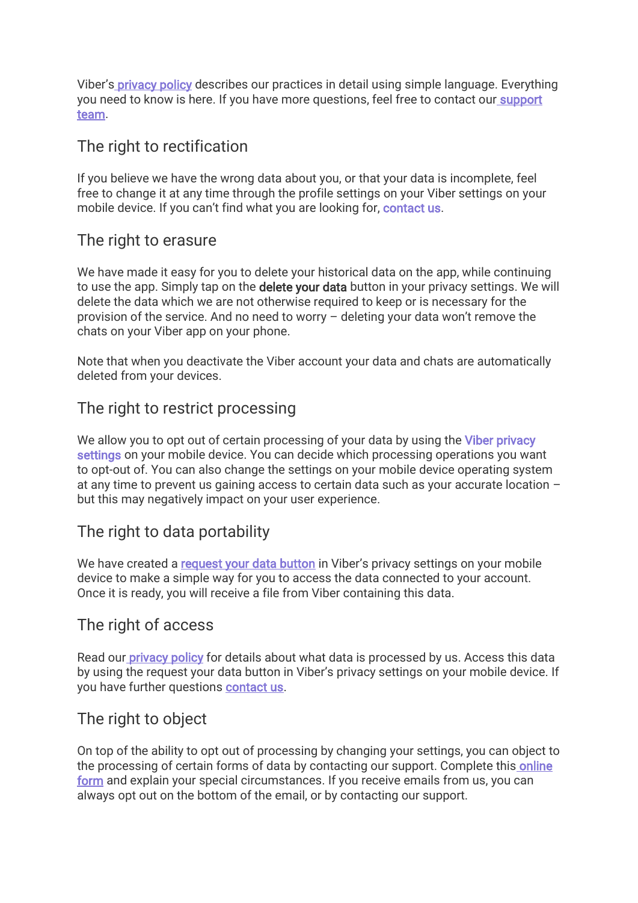Viber's privacy policy describes our practices in detail using simple language. Everything you need to know is here. If you have more questions, feel free to contact our support team.

## The right to rectification

If you believe we have the wrong data about you, or that your data is incomplete, feel free to change it at any time through the profile settings on your Viber settings on your mobile device. If you can't find what you are looking for, contact us.

## The right to erasure

We have made it easy for you to delete your historical data on the app, while continuing to use the app. Simply tap on the **delete your data** button in your privacy settings. We will delete the data which we are not otherwise required to keep or is necessary for the provision of the service. And no need to worry – deleting your data won't remove the chats on your Viber app on your phone.

Note that when you deactivate the Viber account your data and chats are automatically deleted from your devices.

## The right to restrict processing

We allow you to opt out of certain processing of your data by using the Viber privacy settings on your mobile device. You can decide which processing operations you want to opt-out of. You can also change the settings on your mobile device operating system at any time to prevent us gaining access to certain data such as your accurate location – but this may negatively impact on your user experience.

## The right to data portability

We have created a request your data button in Viber's privacy settings on your mobile device to make a simple way for you to access the data connected to your account. Once it is ready, you will receive a file from Viber containing this data.

## The right of access

Read our privacy policy for details about what data is processed by us. Access this data by using the request your data button in Viber's privacy settings on your mobile device. If you have further questions contact us.

## The right to object

On top of the ability to opt out of processing by changing your settings, you can object to the processing of certain forms of data by contacting our support. Complete this online form and explain your special circumstances. If you receive emails from us, you can always opt out on the bottom of the email, or by contacting our support.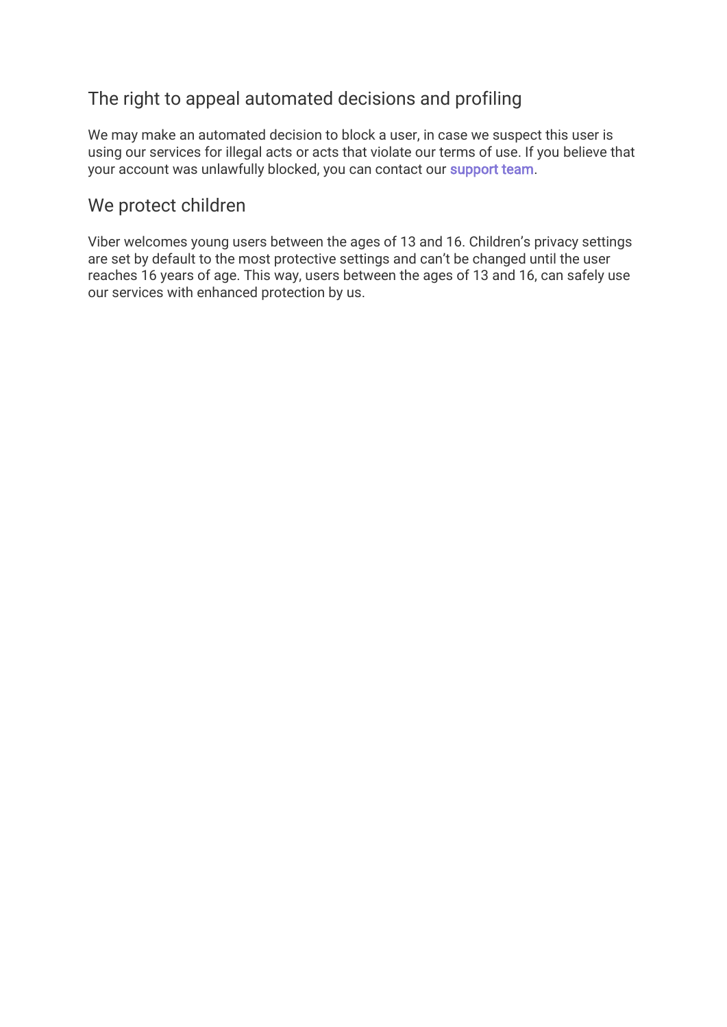## The right to appeal automated decisions and profiling

We may make an automated decision to block a user, in case we suspect this user is using our services for illegal acts or acts that violate our terms of use. If you believe that your account was unlawfully blocked, you can contact our support team.

## We protect children

Viber welcomes young users between the ages of 13 and 16. Children's privacy settings are set by default to the most protective settings and can't be changed until the user reaches 16 years of age. This way, users between the ages of 13 and 16, can safely use our services with enhanced protection by us.